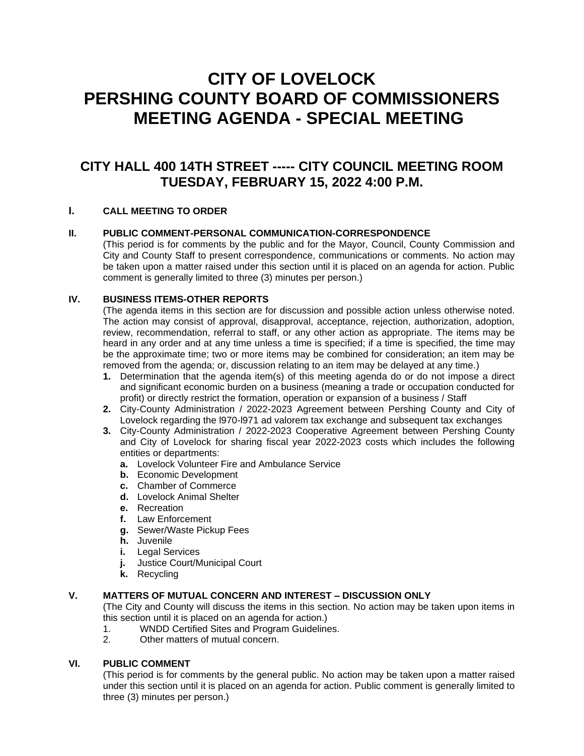# CITY OF LOVELOCK
# PERSHING COUNTY BOARD OF COMMISSIONERS
# MEETING AGENDA - SPECIAL MEETING

## CITY HALL 400 14TH STREET ----- CITY COUNCIL MEETING ROOM
## TUESDAY, FEBRUARY 15, 2022 4:00 P.M.

**I. CALL MEETING TO ORDER**

**II. PUBLIC COMMENT-PERSONAL COMMUNICATION-CORRESPONDENCE**

(This period is for comments by the public and for the Mayor, Council, County Commission and City and County Staff to present correspondence, communications or comments. No action may be taken upon a matter raised under this section until it is placed on an agenda for action. Public comment is generally limited to three (3) minutes per person.)

**IV. BUSINESS ITEMS-OTHER REPORTS**

(The agenda items in this section are for discussion and possible action unless otherwise noted. The action may consist of approval, disapproval, acceptance, rejection, authorization, adoption, review, recommendation, referral to staff, or any other action as appropriate. The items may be heard in any order and at any time unless a time is specified; if a time is specified, the time may be the approximate time; two or more items may be combined for consideration; an item may be removed from the agenda; or, discussion relating to an item may be delayed at any time.)

1. Determination that the agenda item(s) of this meeting agenda do or do not impose a direct and significant economic burden on a business (meaning a trade or occupation conducted for profit) or directly restrict the formation, operation or expansion of a business / Staff
2. City-County Administration / 2022-2023 Agreement between Pershing County and City of Lovelock regarding the l970-l971 ad valorem tax exchange and subsequent tax exchanges
3. City-County Administration / 2022-2023 Cooperative Agreement between Pershing County and City of Lovelock for sharing fiscal year 2022-2023 costs which includes the following entities or departments:
   - **a.** Lovelock Volunteer Fire and Ambulance Service
   - **b.** Economic Development
   - **c.** Chamber of Commerce
   - **d.** Lovelock Animal Shelter
   - **e.** Recreation
   - **f.** Law Enforcement
   - **g.** Sewer/Waste Pickup Fees
   - **h.** Juvenile
   - **i.** Legal Services
   - **j.** Justice Court/Municipal Court
   - **k.** Recycling

**V. MATTERS OF MUTUAL CONCERN AND INTEREST – DISCUSSION ONLY**

(The City and County will discuss the items in this section. No action may be taken upon items in this section until it is placed on an agenda for action.)

1. WNDD Certified Sites and Program Guidelines.
2. Other matters of mutual concern.

**VI. PUBLIC COMMENT**

(This period is for comments by the general public. No action may be taken upon a matter raised under this section until it is placed on an agenda for action. Public comment is generally limited to three (3) minutes per person.)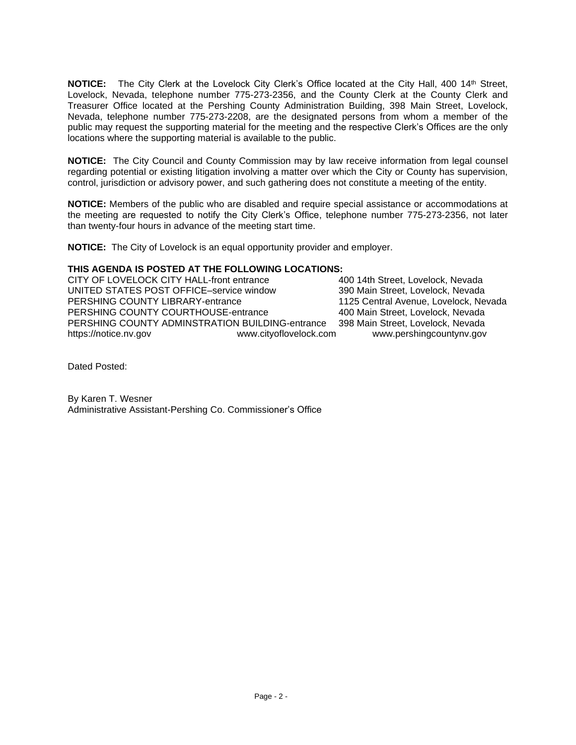**NOTICE:** The City Clerk at the Lovelock City Clerk's Office located at the City Hall, 400 14th Street, Lovelock, Nevada, telephone number 775-273-2356, and the County Clerk at the County Clerk and Treasurer Office located at the Pershing County Administration Building, 398 Main Street, Lovelock, Nevada, telephone number 775-273-2208, are the designated persons from whom a member of the public may request the supporting material for the meeting and the respective Clerk's Offices are the only locations where the supporting material is available to the public.

**NOTICE:** The City Council and County Commission may by law receive information from legal counsel regarding potential or existing litigation involving a matter over which the City or County has supervision, control, jurisdiction or advisory power, and such gathering does not constitute a meeting of the entity.

**NOTICE:** Members of the public who are disabled and require special assistance or accommodations at the meeting are requested to notify the City Clerk's Office, telephone number 775-273-2356, not later than twenty-four hours in advance of the meeting start time.

**NOTICE:** The City of Lovelock is an equal opportunity provider and employer.

**THIS AGENDA IS POSTED AT THE FOLLOWING LOCATIONS:**

| | |
|---|---|
| CITY OF LOVELOCK CITY HALL-front entrance | 400 14th Street, Lovelock, Nevada |
| UNITED STATES POST OFFICE–service window | 390 Main Street, Lovelock, Nevada |
| PERSHING COUNTY LIBRARY-entrance | 1125 Central Avenue, Lovelock, Nevada |
| PERSHING COUNTY COURTHOUSE-entrance | 400 Main Street, Lovelock, Nevada |
| PERSHING COUNTY ADMINSTRATION BUILDING-entrance | 398 Main Street, Lovelock, Nevada |

https://notice.nv.gov www.cityoflovelock.com www.pershingcountynv.gov

Dated Posted:

By Karen T. Wesner
Administrative Assistant-Pershing Co. Commissioner's Office